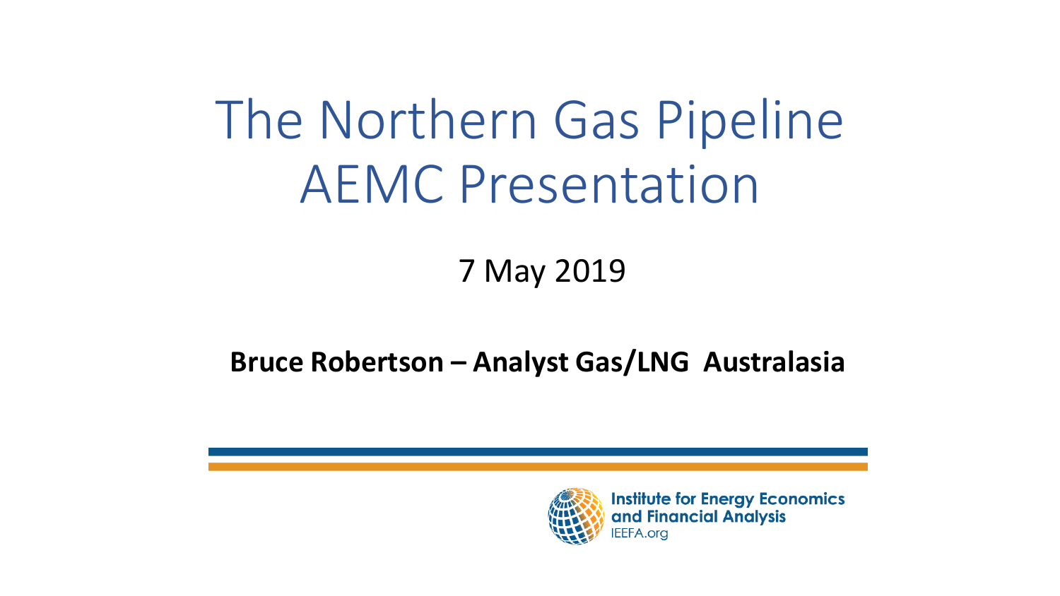# The Northern Gas Pipeline AEMC Presentation

7 May 2019

**Bruce Robertson – Analyst Gas/LNG Australasia**

Institute for Energy Economics and Financial Analysis
IEEFA.org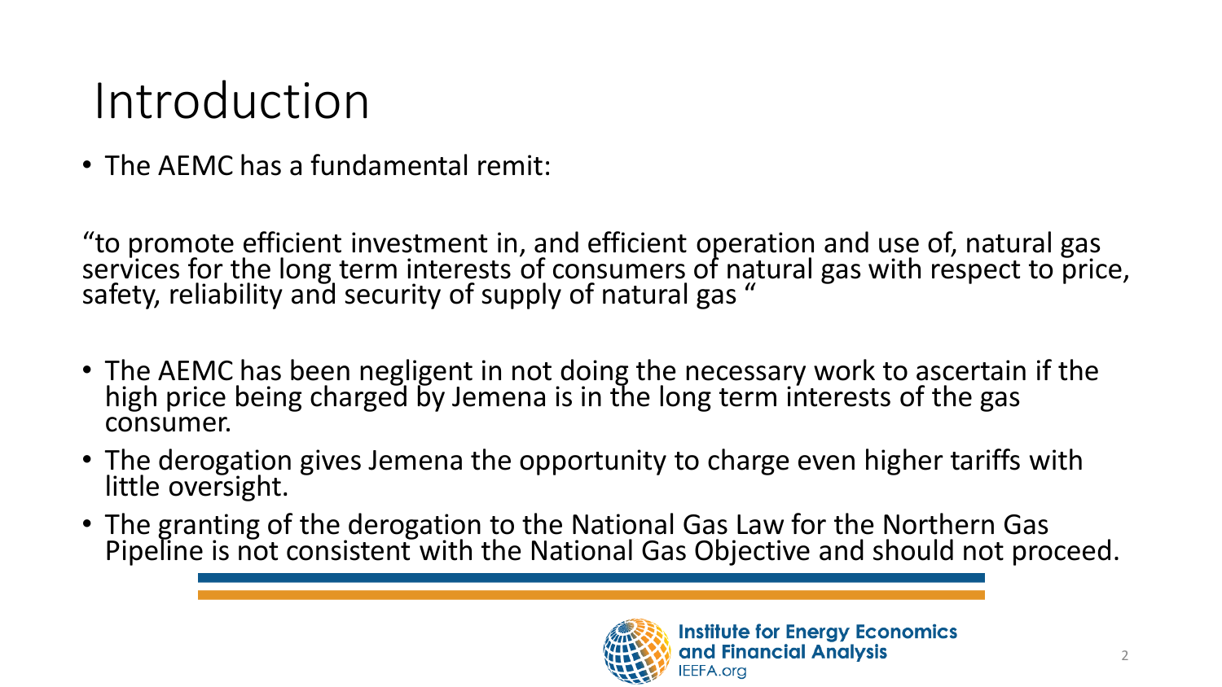# Introduction

- The AEMC has a fundamental remit:

"to promote efficient investment in, and efficient operation and use of, natural gas services for the long term interests of consumers of natural gas with respect to price, safety, reliability and security of supply of natural gas "

- The AEMC has been negligent in not doing the necessary work to ascertain if the high price being charged by Jemena is in the long term interests of the gas consumer.
- The derogation gives Jemena the opportunity to charge even higher tariffs with little oversight.
- The granting of the derogation to the National Gas Law for the Northern Gas Pipeline is not consistent with the National Gas Objective and should not proceed.

Institute for Energy Economics and Financial Analysis
IEEFA.org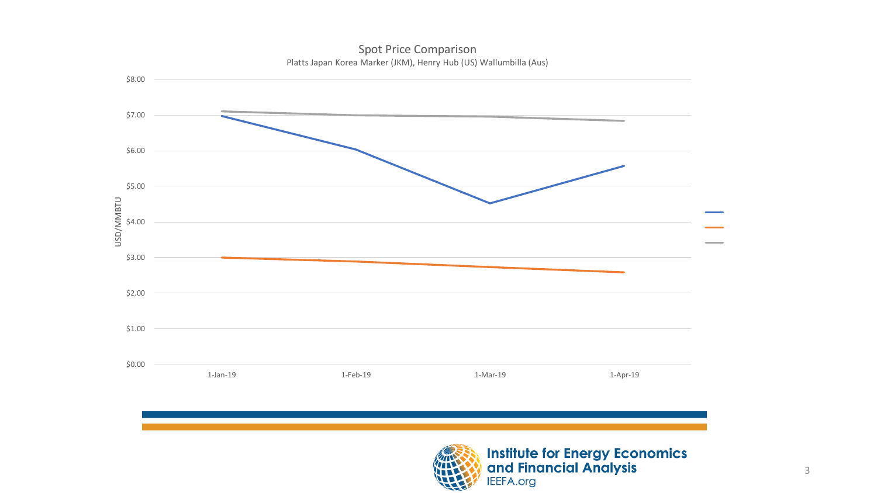## Spot Price Comparison

Platts Japan Korea Marker (JKM), Henry Hub (US) Wallumbilla (Aus)

USD/MMBTU

$8.00
$7.00
$6.00
$5.00
$4.00
$3.00
$2.00
$1.00
$0.00

1-Jan-19 1-Feb-19 1-Mar-19 1-Apr-19

**Institute for Energy Economics and Financial Analysis**
IEEFA.org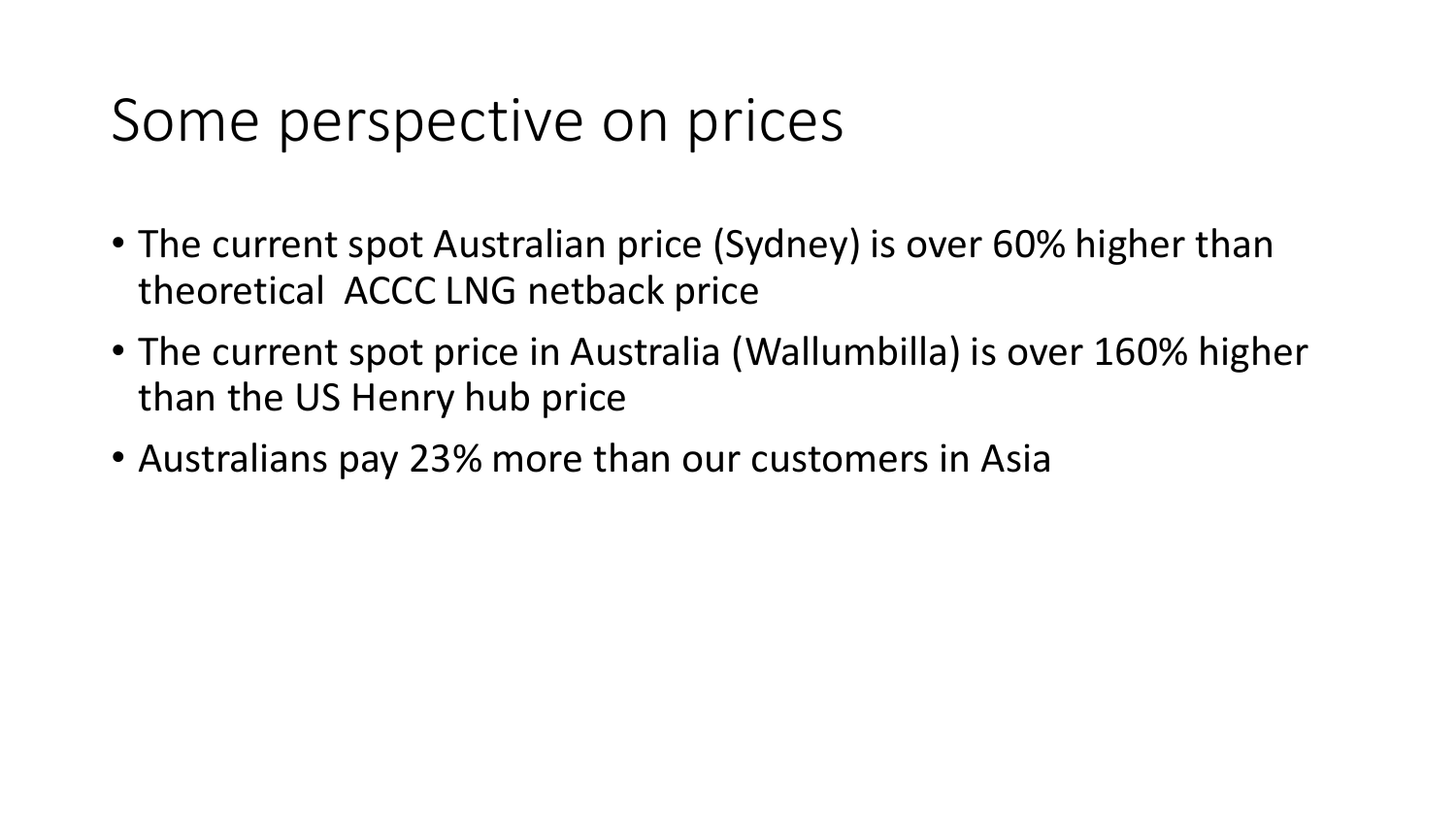# Some perspective on prices

- The current spot Australian price (Sydney) is over 60% higher than theoretical  ACCC LNG netback price
- The current spot price in Australia (Wallumbilla) is over 160% higher than the US Henry hub price
- Australians pay 23% more than our customers in Asia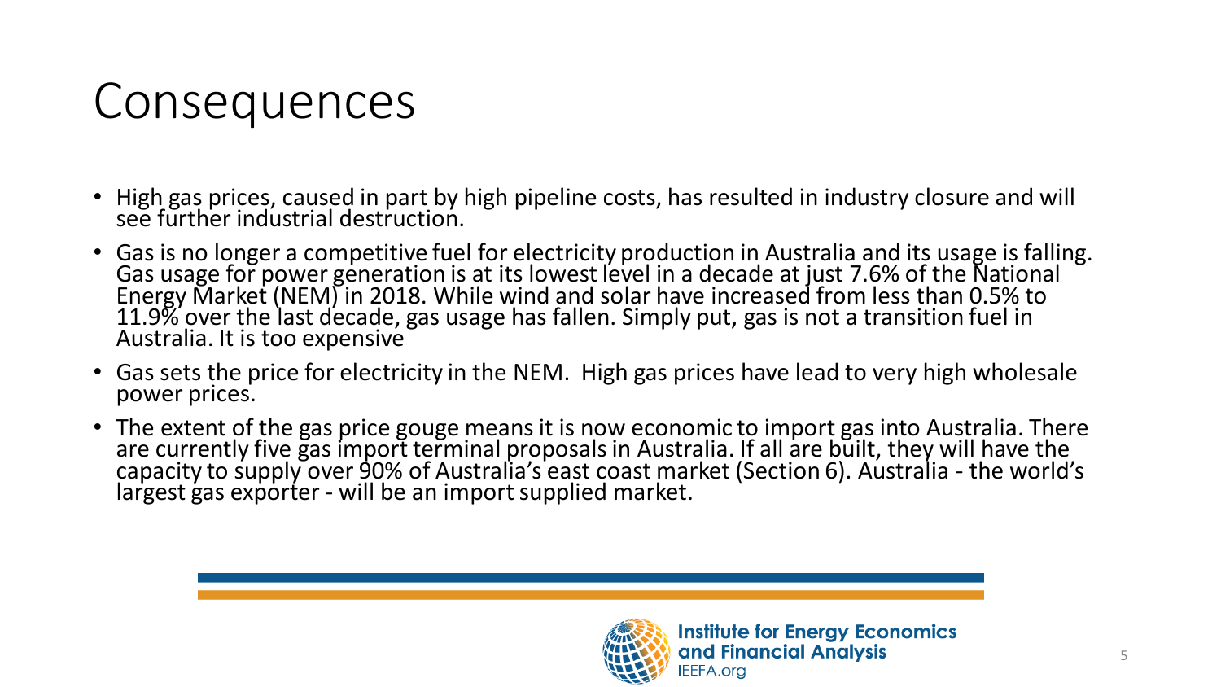# Consequences

- High gas prices, caused in part by high pipeline costs, has resulted in industry closure and will see further industrial destruction.
- Gas is no longer a competitive fuel for electricity production in Australia and its usage is falling. Gas usage for power generation is at its lowest level in a decade at just 7.6% of the National Energy Market (NEM) in 2018. While wind and solar have increased from less than 0.5% to 11.9% over the last decade, gas usage has fallen. Simply put, gas is not a transition fuel in Australia. It is too expensive
- Gas sets the price for electricity in the NEM. High gas prices have lead to very high wholesale power prices.
- The extent of the gas price gouge means it is now economic to import gas into Australia. There are currently five gas import terminal proposals in Australia. If all are built, they will have the capacity to supply over 90% of Australia's east coast market (Section 6). Australia - the world's largest gas exporter - will be an import supplied market.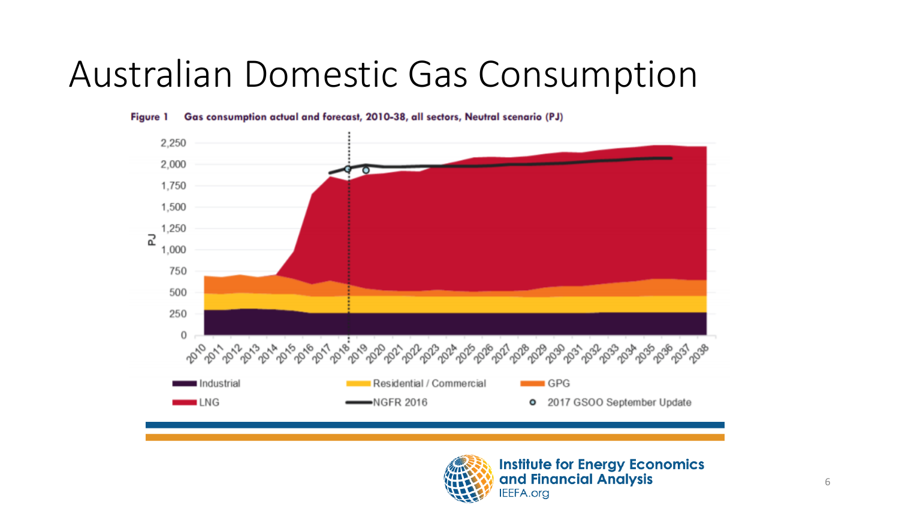# Australian Domestic Gas Consumption

**Figure 1 Gas consumption actual and forecast, 2010-38, all sectors, Neutral scenario (PJ)**

Legend: Industrial, Residential / Commercial, GPG, LNG, NGFR 2016, 2017 GSOO September Update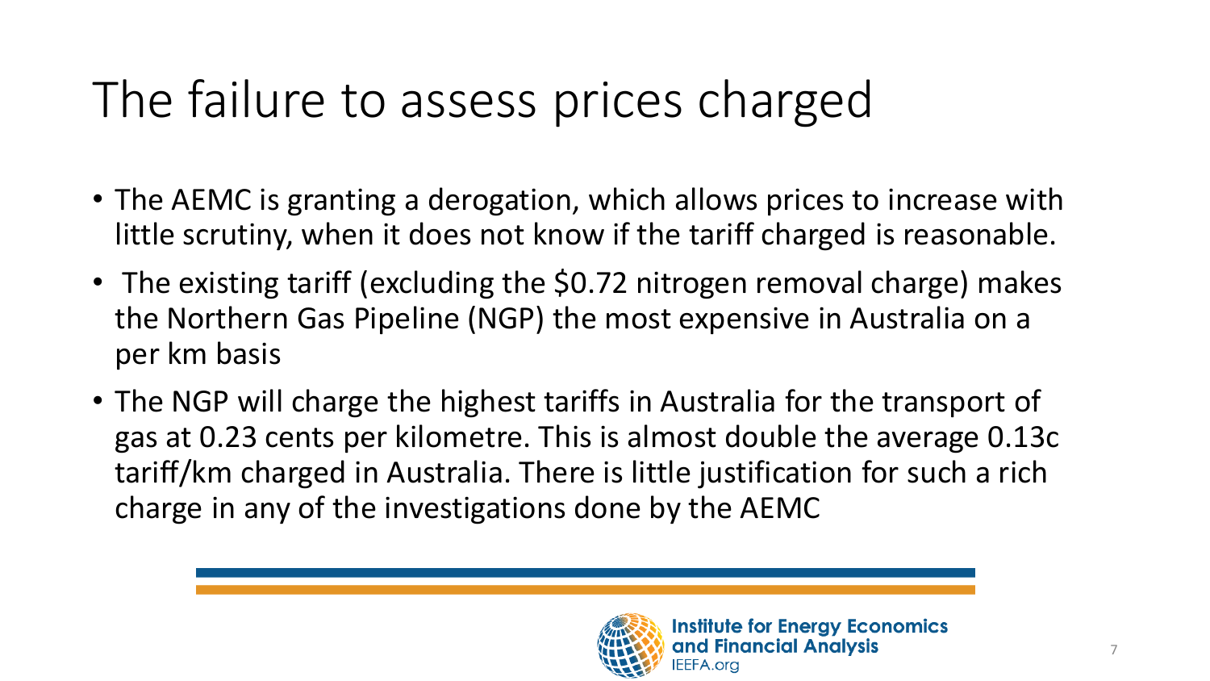# The failure to assess prices charged

- The AEMC is granting a derogation, which allows prices to increase with little scrutiny, when it does not know if the tariff charged is reasonable.
- The existing tariff (excluding the $0.72 nitrogen removal charge) makes the Northern Gas Pipeline (NGP) the most expensive in Australia on a per km basis
- The NGP will charge the highest tariffs in Australia for the transport of gas at 0.23 cents per kilometre. This is almost double the average 0.13c tariff/km charged in Australia. There is little justification for such a rich charge in any of the investigations done by the AEMC

**Institute for Energy Economics and Financial Analysis**
IEEFA.org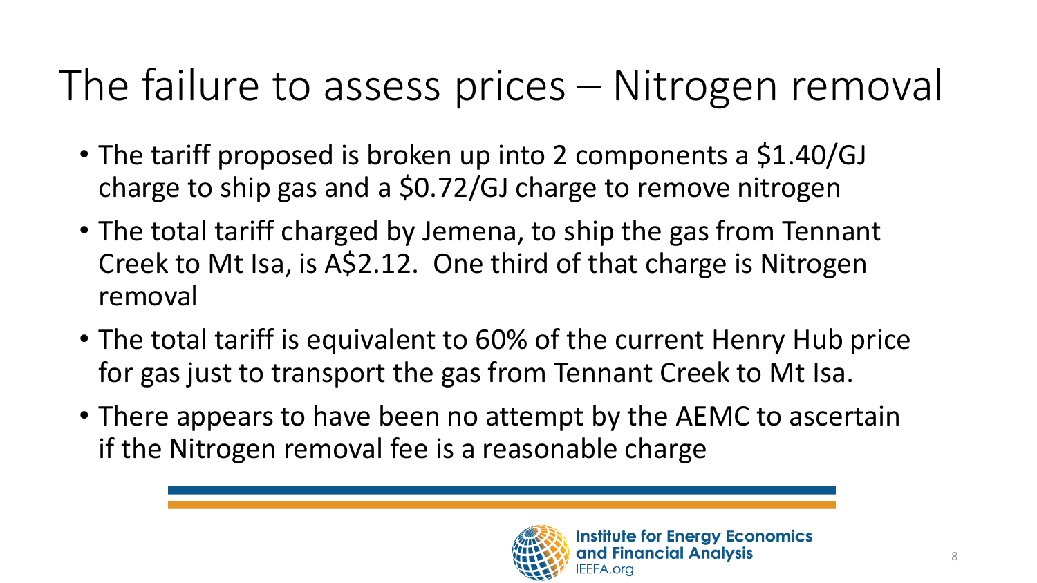# The failure to assess prices – Nitrogen removal

- The tariff proposed is broken up into 2 components a $1.40/GJ charge to ship gas and a $0.72/GJ charge to remove nitrogen
- The total tariff charged by Jemena, to ship the gas from Tennant Creek to Mt Isa, is A$2.12. One third of that charge is Nitrogen removal
- The total tariff is equivalent to 60% of the current Henry Hub price for gas just to transport the gas from Tennant Creek to Mt Isa.
- There appears to have been no attempt by the AEMC to ascertain if the Nitrogen removal fee is a reasonable charge

Institute for Energy Economics and Financial Analysis
IEEFA.org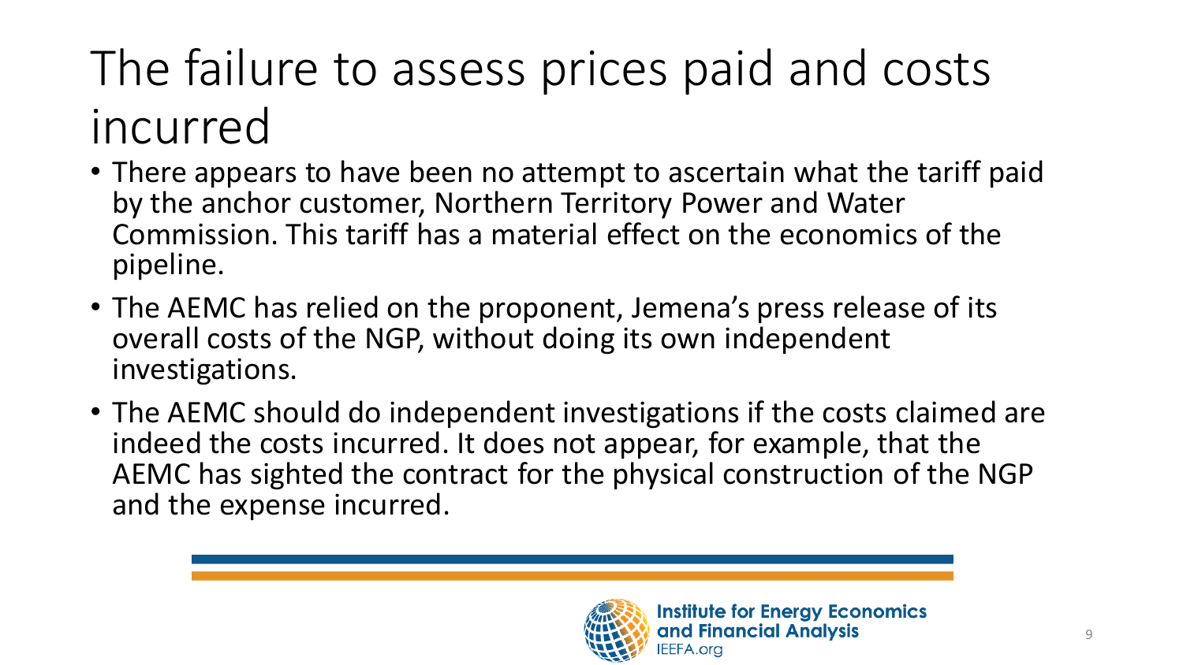# The failure to assess prices paid and costs incurred

- There appears to have been no attempt to ascertain what the tariff paid by the anchor customer, Northern Territory Power and Water Commission. This tariff has a material effect on the economics of the pipeline.
- The AEMC has relied on the proponent, Jemena's press release of its overall costs of the NGP, without doing its own independent investigations.
- The AEMC should do independent investigations if the costs claimed are indeed the costs incurred. It does not appear, for example, that the AEMC has sighted the contract for the physical construction of the NGP and the expense incurred.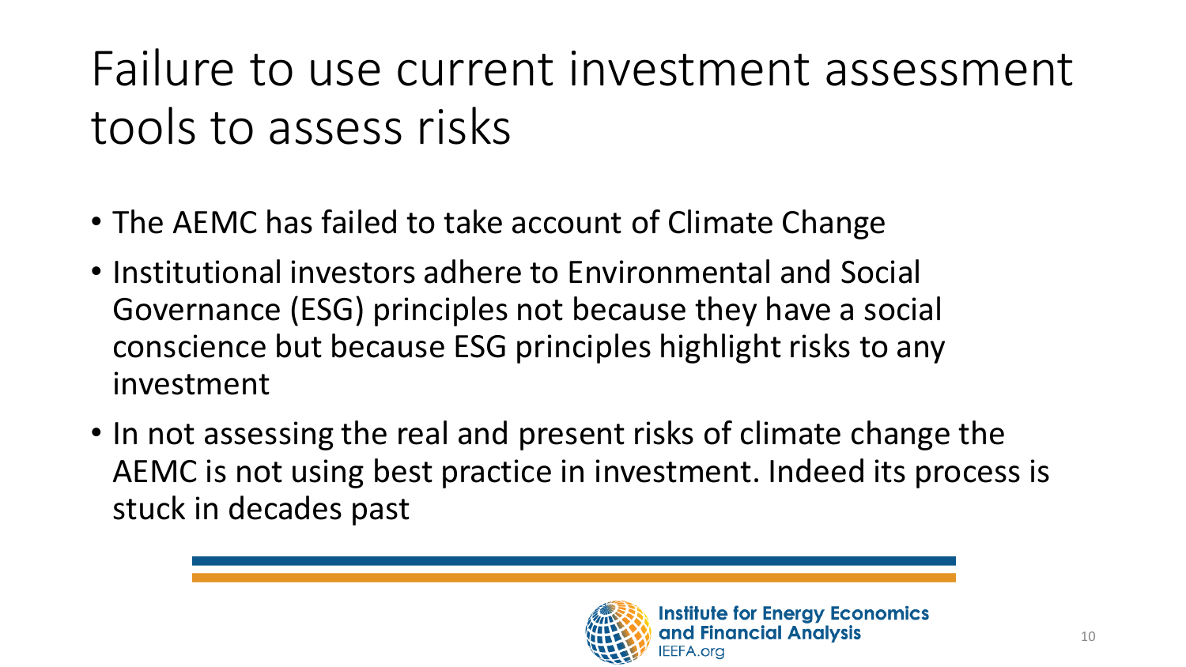# Failure to use current investment assessment tools to assess risks

- The AEMC has failed to take account of Climate Change
- Institutional investors adhere to Environmental and Social Governance (ESG) principles not because they have a social conscience but because ESG principles highlight risks to any investment
- In not assessing the real and present risks of climate change the AEMC is not using best practice in investment. Indeed its process is stuck in decades past

Institute for Energy Economics and Financial Analysis
IEEFA.org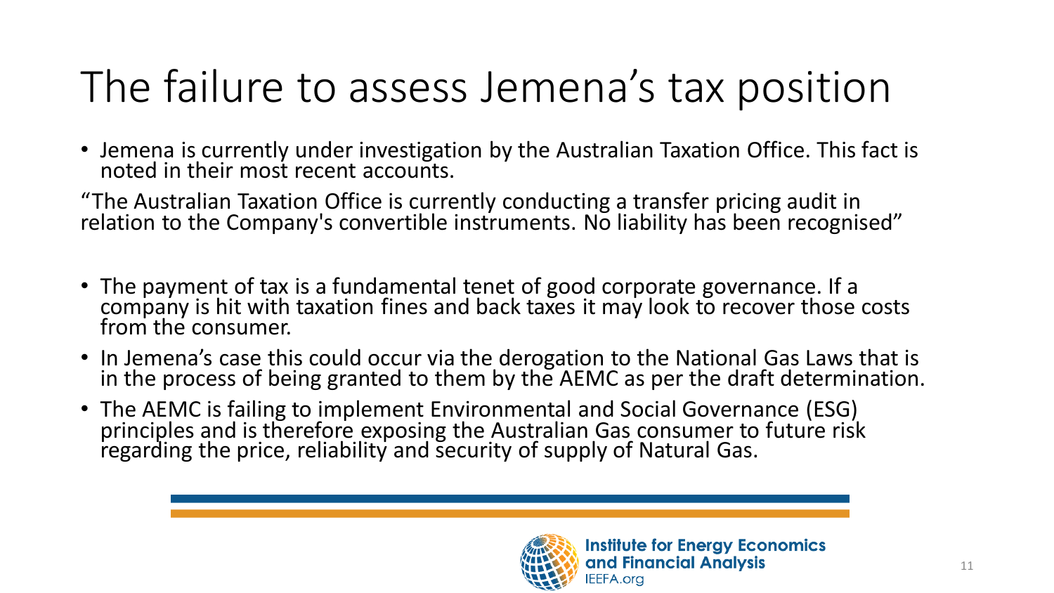# The failure to assess Jemena's tax position

- Jemena is currently under investigation by the Australian Taxation Office. This fact is noted in their most recent accounts.

"The Australian Taxation Office is currently conducting a transfer pricing audit in relation to the Company's convertible instruments. No liability has been recognised"

- The payment of tax is a fundamental tenet of good corporate governance. If a company is hit with taxation fines and back taxes it may look to recover those costs from the consumer.
- In Jemena's case this could occur via the derogation to the National Gas Laws that is in the process of being granted to them by the AEMC as per the draft determination.
- The AEMC is failing to implement Environmental and Social Governance (ESG) principles and is therefore exposing the Australian Gas consumer to future risk regarding the price, reliability and security of supply of Natural Gas.

Institute for Energy Economics and Financial Analysis
IEEFA.org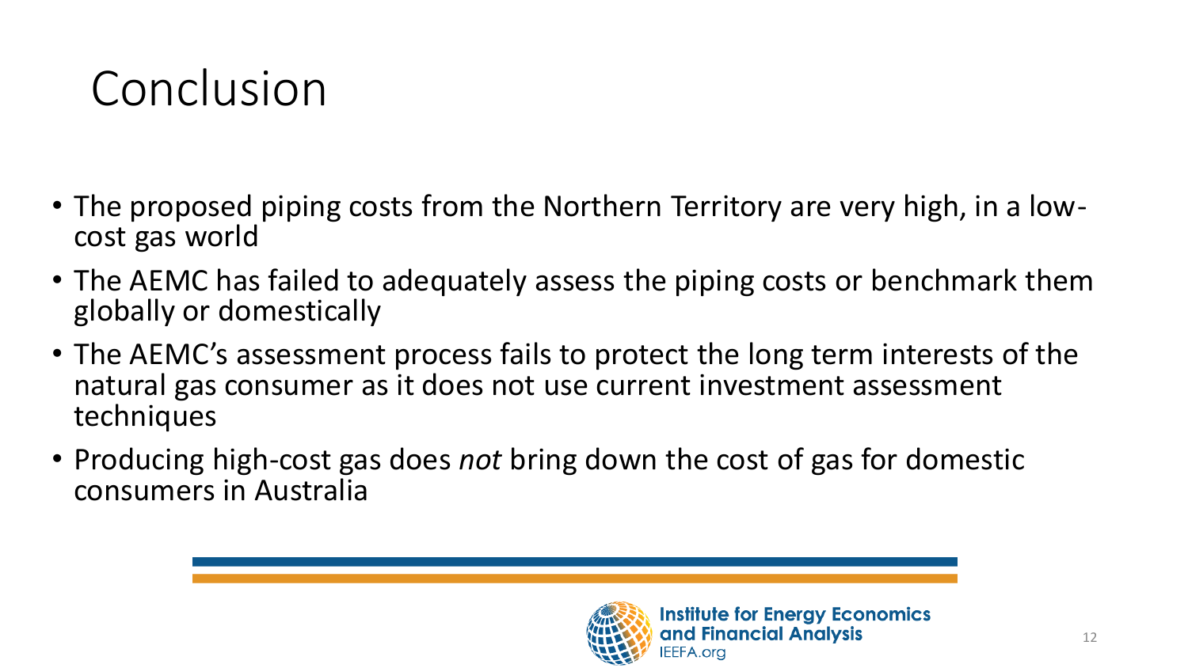# Conclusion

- The proposed piping costs from the Northern Territory are very high, in a low-cost gas world
- The AEMC has failed to adequately assess the piping costs or benchmark them globally or domestically
- The AEMC's assessment process fails to protect the long term interests of the natural gas consumer as it does not use current investment assessment techniques
- Producing high-cost gas does *not* bring down the cost of gas for domestic consumers in Australia

Institute for Energy Economics and Financial Analysis
IEEFA.org